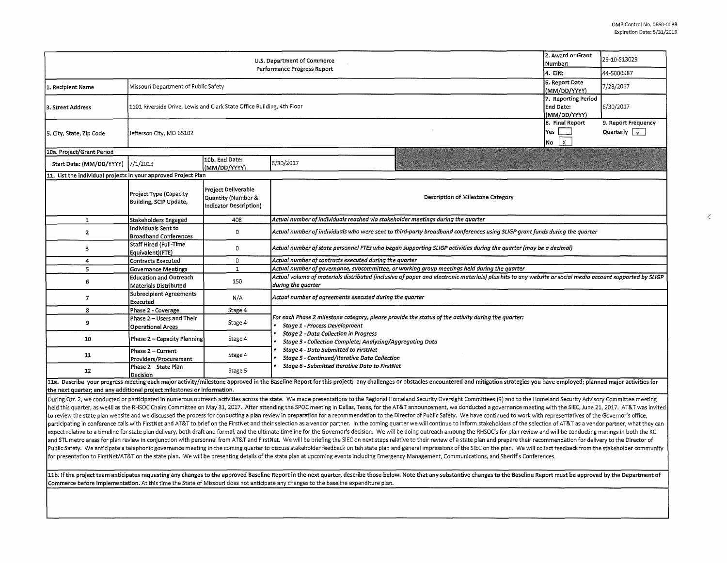OMB Control No. 0660-0038
Expiration Date: 5/31/2019

| U.S. Department of Commerce Performance Progress Report | | | | 2. Award or Grant Number: | 29-10-S13029 |
|---|---|---|---|---|---|
| | | | | 4. EIN: | 44-5000987 |
| 1. Recipient Name | Missouri Department of Public Safety | | | 6. Report Date (MM/DD/YYYY) | 7/28/2017 |
| 3. Street Address | 1101 Riverside Drive, Lewis and Clark State Office Building, 4th Floor | | | 7. Reporting Period End Date: (MM/DD/YYYY) | 6/30/2017 |
| 5. City, State, Zip Code | Jefferson City, MO 65102 | | | 8. Final Report Yes [ ] No [X] | 9. Report Frequency Quarterly [X] |
| 10a. Project/Grant Period | | | | | |
| Start Date: (MM/DD/YYYY) | 7/1/2013 | 10b. End Date: (MM/DD/YYYY) | 6/30/2017 | | |

**11. List the individual projects in your approved Project Plan**

| | Project Type (Capacity Building, SCIP Update, | Project Deliverable Quantity (Number & Indicator Description) | Description of Milestone Category |
|---|---|---|---|
| 1 | Stakeholders Engaged | 408 | *Actual number of individuals reached via stakeholder meetings during the quarter* |
| 2 | Individuals Sent to Broadband Conferences | 0 | *Actual number of individuals who were sent to third-party broadband conferences using SLIGP grant funds during the quarter* |
| 3 | Staff Hired (Full-Time Equivalent)(FTE) | 0 | *Actual number of state personnel FTEs who began supporting SLIGP activities during the quarter (may be a decimal)* |
| 4 | Contracts Executed | 0 | *Actual number of contracts executed during the quarter* |
| 5 | Governance Meetings | 1 | *Actual number of governance, subcommittee, or working group meetings held during the quarter* |
| 6 | Education and Outreach Materials Distributed | 150 | *Actual volume of materials distributed (inclusive of paper and electronic materials) plus hits to any website or social media account supported by SLIGP during the quarter* |
| 7 | Subrecipient Agreements Executed | N/A | *Actual number of agreements executed during the quarter* |
| 8 | Phase 2 - Coverage | Stage 4 | *For each Phase 2 milestone category, please provide the status of the activity during the quarter:* <br>• *Stage 1 - Process Development* <br>• *Stage 2 - Data Collection in Progress* <br>• *Stage 3 - Collection Complete; Analyzing/Aggregating Data* <br>• *Stage 4 - Data Submitted to FirstNet* <br>• *Stage 5 - Continued/Iterative Data Collection* <br>• *Stage 6 - Submitted Iterative Data to FirstNet* |
| 9 | Phase 2 – Users and Their Operational Areas | Stage 4 | |
| 10 | Phase 2 – Capacity Planning | Stage 4 | |
| 11 | Phase 2 – Current Providers/Procurement | Stage 4 | |
| 12 | Phase 2 – State Plan Decision | Stage 5 | |

**11a. Describe your progress meeting each major activity/milestone approved in the Baseline Report for this project; any challenges or obstacles encountered and mitigation strategies you have employed; planned major activities for the next quarter; and any additional project milestones or information.**

During Qtr. 2, we conducted or participated in numerous outreach activities across the state. We made presentations to the Regional Homeland Security Oversight Committees (9) and to the Homeland Security Advisory Committee meeting held this quarter, as we4ll as the RHSOC Chairs Committee on May 31, 2017. After attending the SPOC meeting in Dallas, Texas, for the AT&T announcement, we donducted a governance meeting with the SIEC, June 21, 2017. AT&T was invited to review the state plan website and we discussed the process for conducting a plan review in preparation for a recommendation to the Director of Public Safety. We have continued to work with representatives of the Governor's office, participating in conference calls with FirstNet and AT&T to brief on the FirstNet and their selection as a vendor partner. In the coming quarter we will continue to inform stakeholders of the selection of AT&T as a vendor partner, what they can expect relative to a timeline for state plan delivery, both draft and formal, and the ultimate timeline for the Governor's decision. We will be doing outreach amoung the RHSOC's for plan review and will be conducting metings in both the KC and STL metro areas for plan review in conjunction with personnel from AT&T and FirstNet. We will be briefing the SIEC on next steps relative to their review of a state plan and prepare their recommendation for delivery to the Director of Public Safety. We anticipate a telephonic governance meeting in the coming quarter to discuss stakeholder feedback on teh state plan and general impressions of the SIEC on the plan. We will collect feedback from the stakeholder community for presentation to FirstNet/AT&T on the state plan. We will be presenting details of the state plan at upcoming events including Emergency Management, Communications, and Sheriff's Conferences.

**11b. If the project team anticipates requesting any changes to the approved Baseline Report in the next quarter, describe those below. Note that any substantive changes to the Baseline Report must be approved by the Department of Commerce before implementation.** At this time the State of Missouri does not anticipate any changes to the baseline expenditure plan.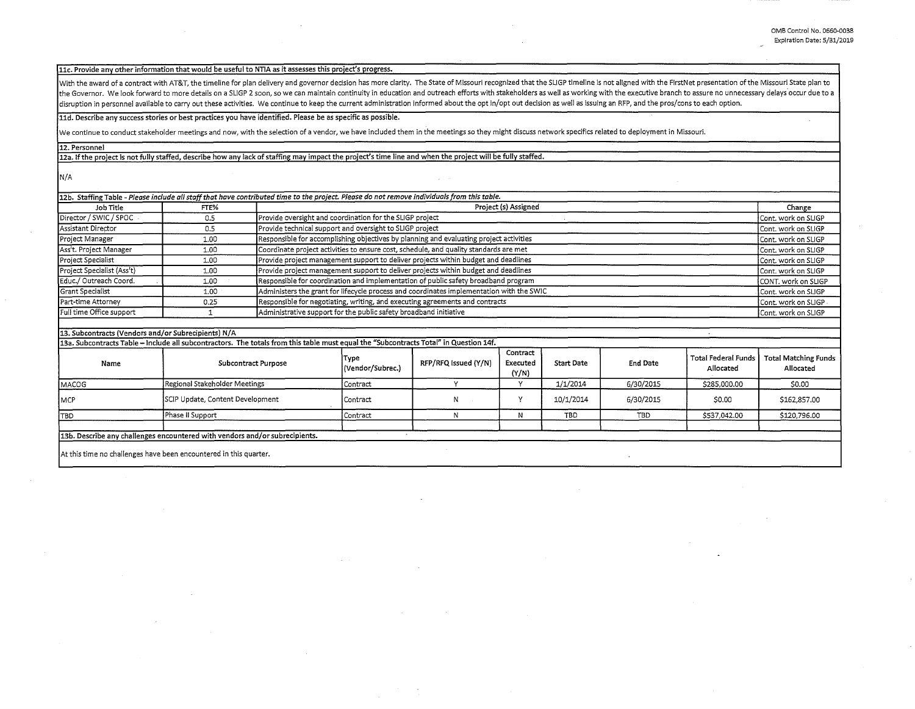**11c. Provide any other information that would be useful to NTIA as it assesses this project's progress.**

With the award of a contract with AT&T, the timeline for plan delivery and governor decision has more clarity. The State of Missouri recognized that the SLIGP timeline is not aligned with the FirstNet presentation of the Missouri State plan to the Governor. We look forward to more details on a SLIGP 2 soon, so we can maintain continuity in education and outreach efforts with stakeholders as well as working with the executive branch to assure no unnecessary delays occur due to a disruption in personnel available to carry out these activities. We continue to keep the current administration informed about the opt in/opt out decision as well as issuing an RFP, and the pros/cons to each option.

**11d. Describe any success stories or best practices you have identified. Please be as specific as possible.**

We continue to conduct stakeholder meetings and now, with the selection of a vendor, we have included them in the meetings so they might discuss network specifics related to deployment in Missouri.

**12. Personnel**

**12a. If the project is not fully staffed, describe how any lack of staffing may impact the project's time line and when the project will be fully staffed.**

N/A

**12b. Staffing Table** - *Please include all staff that have contributed time to the project. Please do not remove individuals from this table.*

| Job Title | FTE% | Project (s) Assigned | Change |
|---|---|---|---|
| Director / SWIC / SPOC | 0.5 | Provide oversight and coordination for the SLIGP project | Cont. work on SLIGP |
| Assistant Director | 0.5 | Provide technical support and oversight to SLIGP project | Cont. work on SLIGP |
| Project Manager | 1.00 | Responsible for accomplishing objectives by planning and evaluating project activities | Cont. work on SLIGP |
| Ass't. Project Manager | 1.00 | Coordinate project activities to ensure cost, schedule, and quality standards are met | Cont. work on SLIGP |
| Project Specialist | 1.00 | Provide project management support to deliver projects within budget and deadlines | Cont. work on SLIGP |
| Project Specialist (Ass't) | 1.00 | Provide project management support to deliver projects within budget and deadlines | Cont. work on SLIGP |
| Educ./ Outreach Coord. | 1.00 | Responsible for coordination and implementation of public safety broadband program | CONT. work on SLIGP |
| Grant Specialist | 1.00 | Administers the grant for lifecycle process and coordinates implementation with the SWIC | Cont. work on SLIGP |
| Part-time Attorney | 0.25 | Responsible for negotiating, writing, and executing agreements and contracts | Cont. work on SLIGP |
| Full time Office support | 1 | Administrative support for the public safety broadband initiative | Cont. work on SLIGP |

**13. Subcontracts (Vendors and/or Subrecipients) N/A**

**13a. Subcontracts Table – Include all subcontractors. The totals from this table must equal the "Subcontracts Total" in Question 14f.**

| Name | Subcontract Purpose | Type (Vendor/Subrec.) | RFP/RFQ Issued (Y/N) | Contract Executed (Y/N) | Start Date | End Date | Total Federal Funds Allocated | Total Matching Funds Allocated |
|---|---|---|---|---|---|---|---|---|
| MACOG | Regional Stakeholder Meetings | Contract | Y | Y | 1/1/2014 | 6/30/2015 | $285,000.00 | $0.00 |
| MCP | SCIP Update, Content Development | Contract | N | Y | 10/1/2014 | 6/30/2015 | $0.00 | $162,857.00 |
| TBD | Phase II Support | Contract | N | N | TBD | TBD | $537,042.00 | $120,796.00 |
| | | | | | | | | |

**13b. Describe any challenges encountered with vendors and/or subrecipients.**

At this time no challenges have been encountered in this quarter.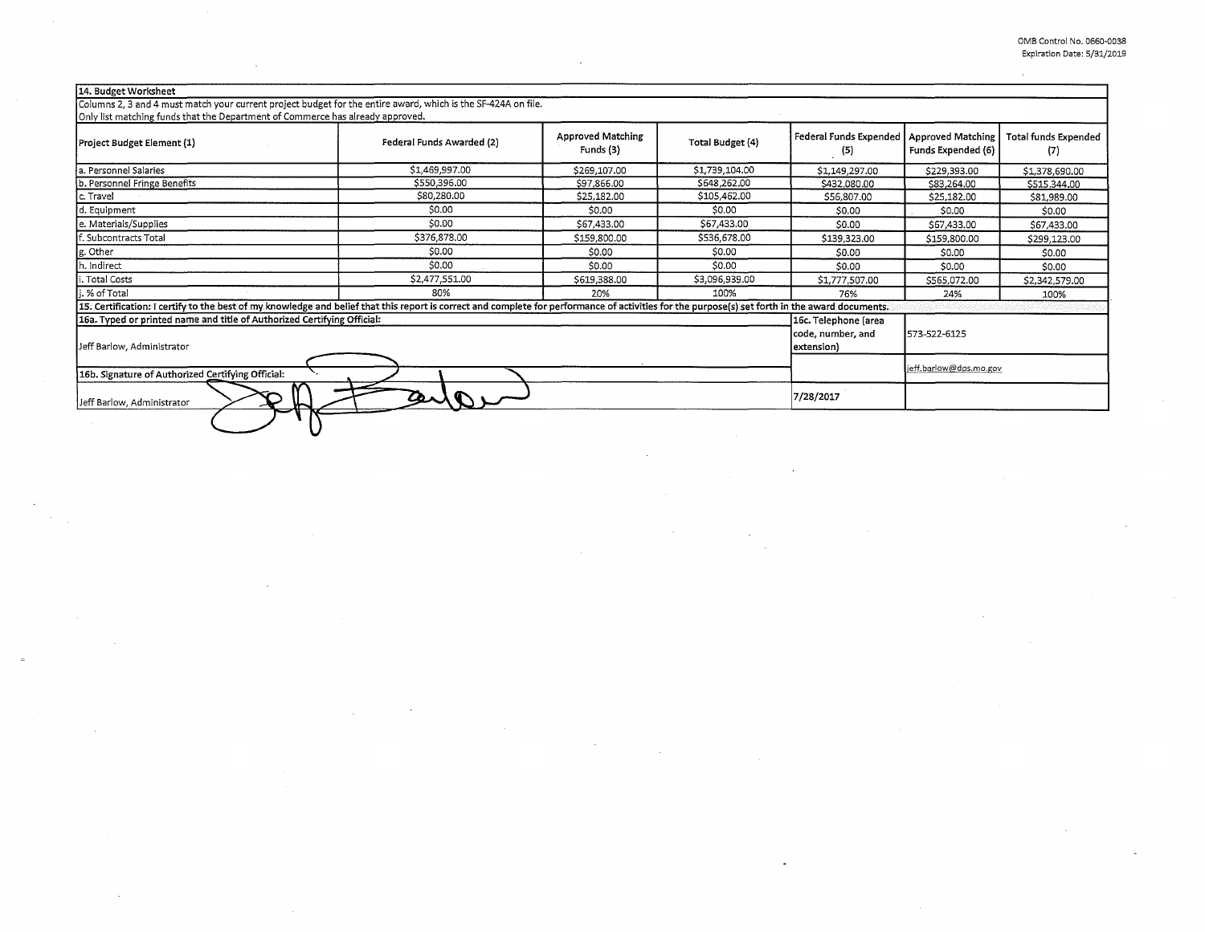OMB Control No. 0660-0038
Expiration Date: 5/31/2019

**14. Budget Worksheet**

Columns 2, 3 and 4 must match your current project budget for the entire award, which is the SF-424A on file.
Only list matching funds that the Department of Commerce has already approved.

| Project Budget Element (1) | Federal Funds Awarded (2) | Approved Matching Funds (3) | Total Budget (4) | Federal Funds Expended (5) | Approved Matching Funds Expended (6) | Total funds Expended (7) |
|---|---|---|---|---|---|---|
| a. Personnel Salaries | $1,469,997.00 | $269,107.00 | $1,739,104.00 | $1,149,297.00 | $229,393.00 | $1,378,690.00 |
| b. Personnel Fringe Benefits | $550,396.00 | $97,866.00 | $648,262.00 | $432,080.00 | $83,264.00 | $515,344.00 |
| c. Travel | $80,280.00 | $25,182.00 | $105,462.00 | $56,807.00 | $25,182.00 | $81,989.00 |
| d. Equipment | $0.00 | $0.00 | $0.00 | $0.00 | $0.00 | $0.00 |
| e. Materials/Supplies | $0.00 | $67,433.00 | $67,433.00 | $0.00 | $67,433.00 | $67,433.00 |
| f. Subcontracts Total | $376,878.00 | $159,800.00 | $536,678.00 | $139,323.00 | $159,800.00 | $299,123.00 |
| g. Other | $0.00 | $0.00 | $0.00 | $0.00 | $0.00 | $0.00 |
| h. Indirect | $0.00 | $0.00 | $0.00 | $0.00 | $0.00 | $0.00 |
| i. Total Costs | $2,477,551.00 | $619,388.00 | $3,096,939.00 | $1,777,507.00 | $565,072.00 | $2,342,579.00 |
| j. % of Total | 80% | 20% | 100% | 76% | 24% | 100% |

**15. Certification:** I certify to the best of my knowledge and belief that this report is correct and complete for performance of activities for the purpose(s) set forth in the award documents.

| | | |
|---|---|---|
| **16a. Typed or printed name and title of Authorized Certifying Official:** Jeff Barlow, Administrator | 16c. Telephone (area code, number, and extension) | 573-522-6125 |
| **16b. Signature of Authorized Certifying Official:** | | jeff.barlow@dps.mo.gov |
| Jeff Barlow, Administrator | 7/28/2017 | |